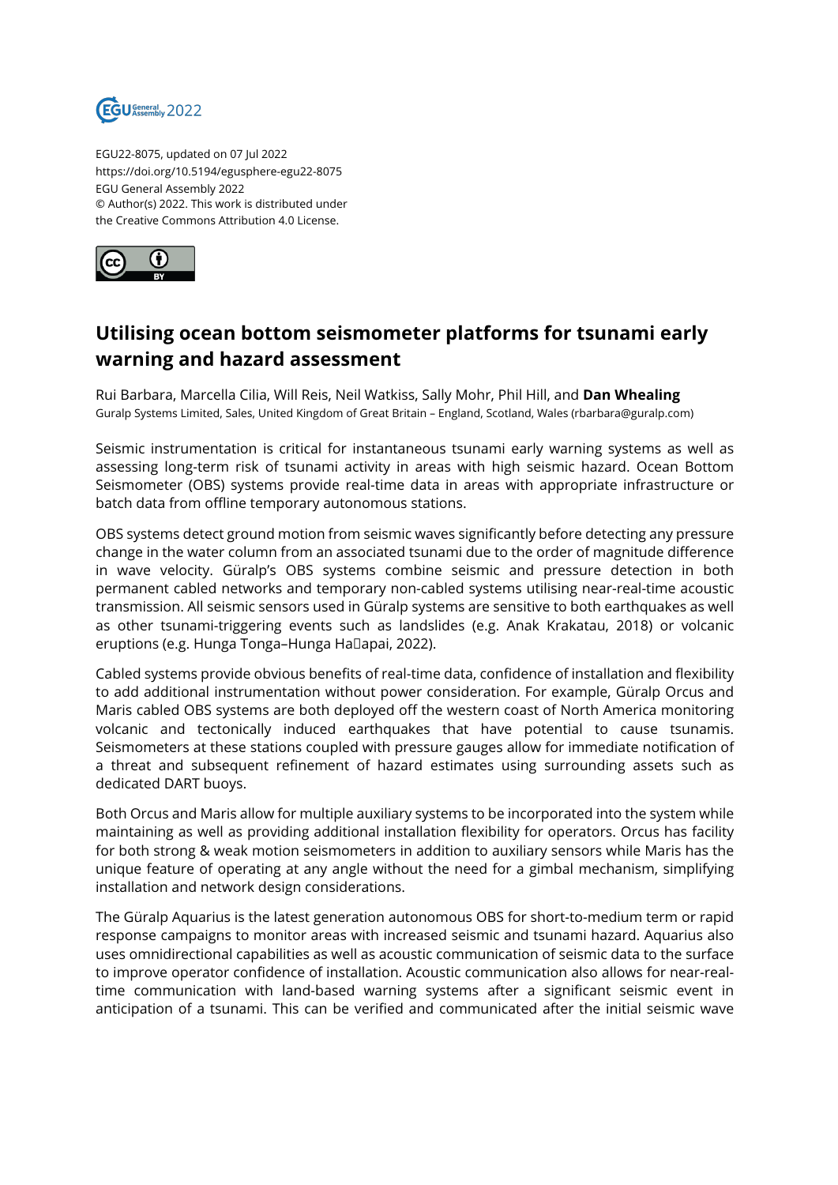EGU22-8075, updated on 07 Jul 2022
https://doi.org/10.5194/egusphere-egu22-8075
EGU General Assembly 2022
© Author(s) 2022. This work is distributed under
the Creative Commons Attribution 4.0 License.

# Utilising ocean bottom seismometer platforms for tsunami early warning and hazard assessment

Rui Barbara, Marcella Cilia, Will Reis, Neil Watkiss, Sally Mohr, Phil Hill, and **Dan Whealing**
Guralp Systems Limited, Sales, United Kingdom of Great Britain – England, Scotland, Wales (rbarbara@guralp.com)

Seismic instrumentation is critical for instantaneous tsunami early warning systems as well as assessing long-term risk of tsunami activity in areas with high seismic hazard. Ocean Bottom Seismometer (OBS) systems provide real-time data in areas with appropriate infrastructure or batch data from offline temporary autonomous stations.

OBS systems detect ground motion from seismic waves significantly before detecting any pressure change in the water column from an associated tsunami due to the order of magnitude difference in wave velocity. Güralp's OBS systems combine seismic and pressure detection in both permanent cabled networks and temporary non-cabled systems utilising near-real-time acoustic transmission. All seismic sensors used in Güralp systems are sensitive to both earthquakes as well as other tsunami-triggering events such as landslides (e.g. Anak Krakatau, 2018) or volcanic eruptions (e.g. Hunga Tonga–Hunga Ha□apai, 2022).

Cabled systems provide obvious benefits of real-time data, confidence of installation and flexibility to add additional instrumentation without power consideration. For example, Güralp Orcus and Maris cabled OBS systems are both deployed off the western coast of North America monitoring volcanic and tectonically induced earthquakes that have potential to cause tsunamis. Seismometers at these stations coupled with pressure gauges allow for immediate notification of a threat and subsequent refinement of hazard estimates using surrounding assets such as dedicated DART buoys.

Both Orcus and Maris allow for multiple auxiliary systems to be incorporated into the system while maintaining as well as providing additional installation flexibility for operators. Orcus has facility for both strong & weak motion seismometers in addition to auxiliary sensors while Maris has the unique feature of operating at any angle without the need for a gimbal mechanism, simplifying installation and network design considerations.

The Güralp Aquarius is the latest generation autonomous OBS for short-to-medium term or rapid response campaigns to monitor areas with increased seismic and tsunami hazard. Aquarius also uses omnidirectional capabilities as well as acoustic communication of seismic data to the surface to improve operator confidence of installation. Acoustic communication also allows for near-real-time communication with land-based warning systems after a significant seismic event in anticipation of a tsunami. This can be verified and communicated after the initial seismic wave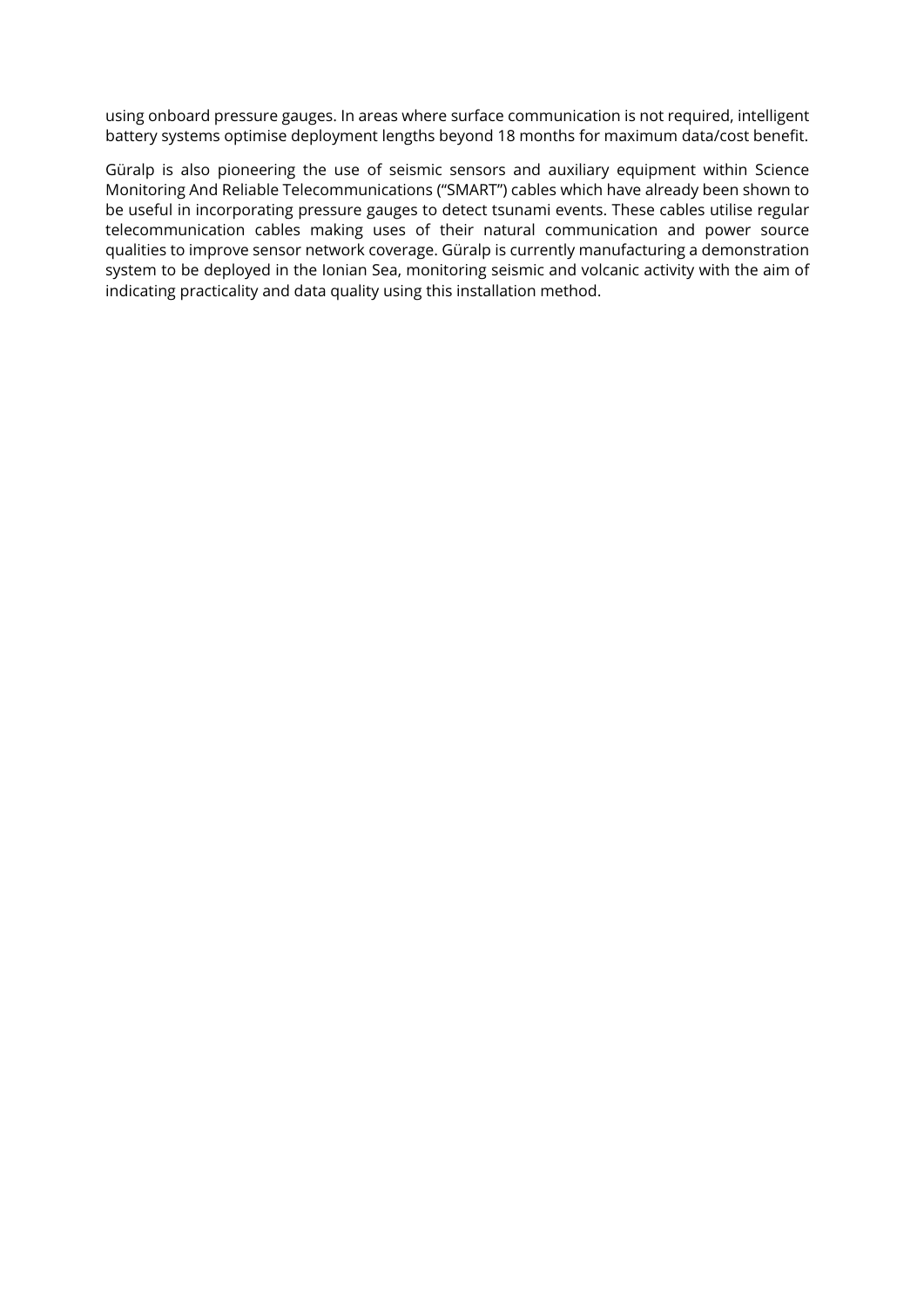using onboard pressure gauges. In areas where surface communication is not required, intelligent battery systems optimise deployment lengths beyond 18 months for maximum data/cost benefit.

Güralp is also pioneering the use of seismic sensors and auxiliary equipment within Science Monitoring And Reliable Telecommunications ("SMART") cables which have already been shown to be useful in incorporating pressure gauges to detect tsunami events. These cables utilise regular telecommunication cables making uses of their natural communication and power source qualities to improve sensor network coverage. Güralp is currently manufacturing a demonstration system to be deployed in the Ionian Sea, monitoring seismic and volcanic activity with the aim of indicating practicality and data quality using this installation method.